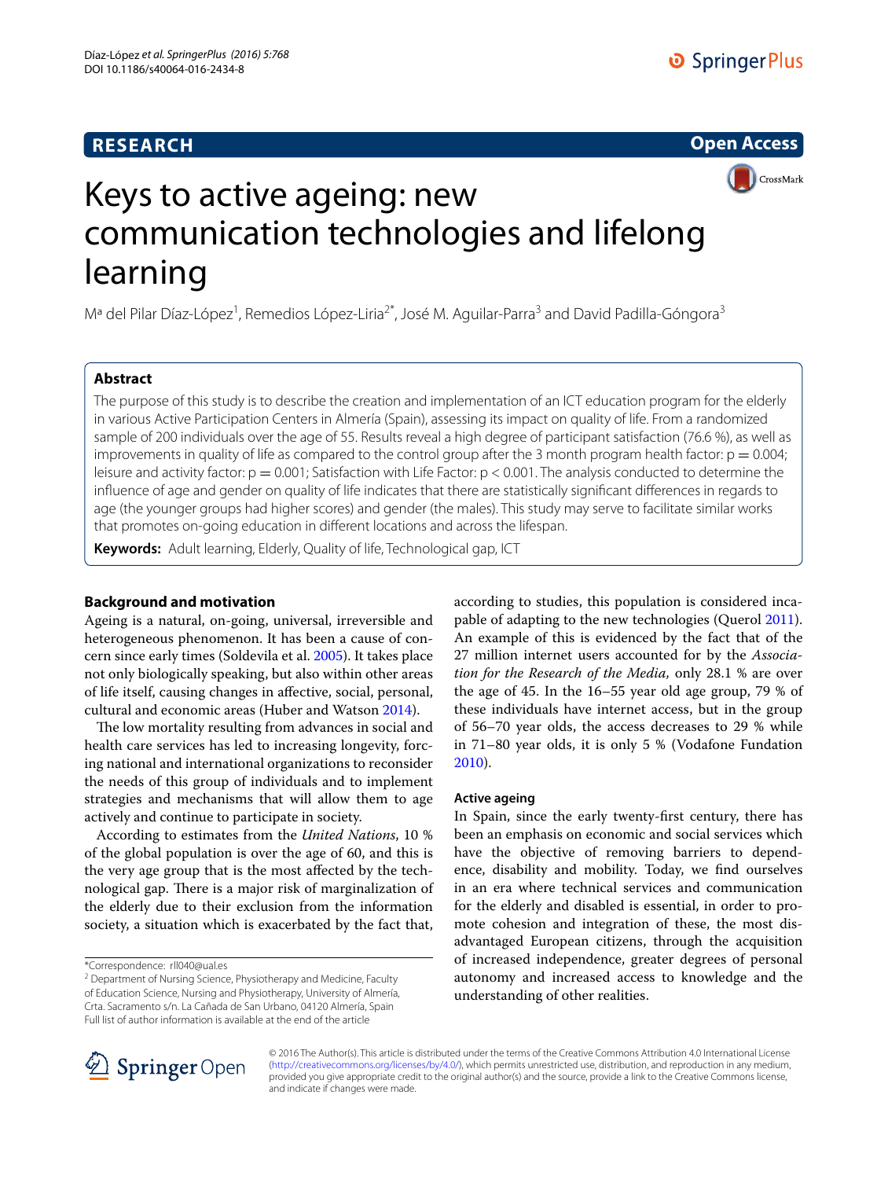RESEARCH

Open Access

# Keys to active ageing: new communication technologies and lifelong learning

Mª del Pilar Díaz-López[1], Remedios López-Liria[2*], José M. Aguilar-Parra[3] and David Padilla-Góngora[3]

## Abstract

The purpose of this study is to describe the creation and implementation of an ICT education program for the elderly in various Active Participation Centers in Almería (Spain), assessing its impact on quality of life. From a randomized sample of 200 individuals over the age of 55. Results reveal a high degree of participant satisfaction (76.6 %), as well as improvements in quality of life as compared to the control group after the 3 month program health factor: $p = 0.004$; leisure and activity factor: $p = 0.001$; Satisfaction with Life Factor: $p < 0.001$. The analysis conducted to determine the influence of age and gender on quality of life indicates that there are statistically significant differences in regards to age (the younger groups had higher scores) and gender (the males). This study may serve to facilitate similar works that promotes on-going education in different locations and across the lifespan.

**Keywords:** Adult learning, Elderly, Quality of life, Technological gap, ICT

## Background and motivation

Ageing is a natural, on-going, universal, irreversible and heterogeneous phenomenon. It has been a cause of concern since early times (Soldevila et al. 2005). It takes place not only biologically speaking, but also within other areas of life itself, causing changes in affective, social, personal, cultural and economic areas (Huber and Watson 2014).

The low mortality resulting from advances in social and health care services has led to increasing longevity, forcing national and international organizations to reconsider the needs of this group of individuals and to implement strategies and mechanisms that will allow them to age actively and continue to participate in society.

According to estimates from the *United Nations*, 10 % of the global population is over the age of 60, and this is the very age group that is the most affected by the technological gap. There is a major risk of marginalization of the elderly due to their exclusion from the information society, a situation which is exacerbated by the fact that, according to studies, this population is considered incapable of adapting to the new technologies (Querol 2011). An example of this is evidenced by the fact that of the 27 million internet users accounted for by the *Association for the Research of the Media*, only 28.1 % are over the age of 45. In the 16–55 year old age group, 79 % of these individuals have internet access, but in the group of 56–70 year olds, the access decreases to 29 % while in 71–80 year olds, it is only 5 % (Vodafone Fundation 2010).

### Active ageing

In Spain, since the early twenty-first century, there has been an emphasis on economic and social services which have the objective of removing barriers to dependence, disability and mobility. Today, we find ourselves in an era where technical services and communication for the elderly and disabled is essential, in order to promote cohesion and integration of these, the most disadvantaged European citizens, through the acquisition of increased independence, greater degrees of personal autonomy and increased access to knowledge and the understanding of other realities.

*Correspondence: rll040@ual.es
[2] Department of Nursing Science, Physiotherapy and Medicine, Faculty of Education Science, Nursing and Physiotherapy, University of Almería, Crta. Sacramento s/n. La Cañada de San Urbano, 04120 Almería, Spain
Full list of author information is available at the end of the article

© 2016 The Author(s). This article is distributed under the terms of the Creative Commons Attribution 4.0 International License (http://creativecommons.org/licenses/by/4.0/), which permits unrestricted use, distribution, and reproduction in any medium, provided you give appropriate credit to the original author(s) and the source, provide a link to the Creative Commons license, and indicate if changes were made.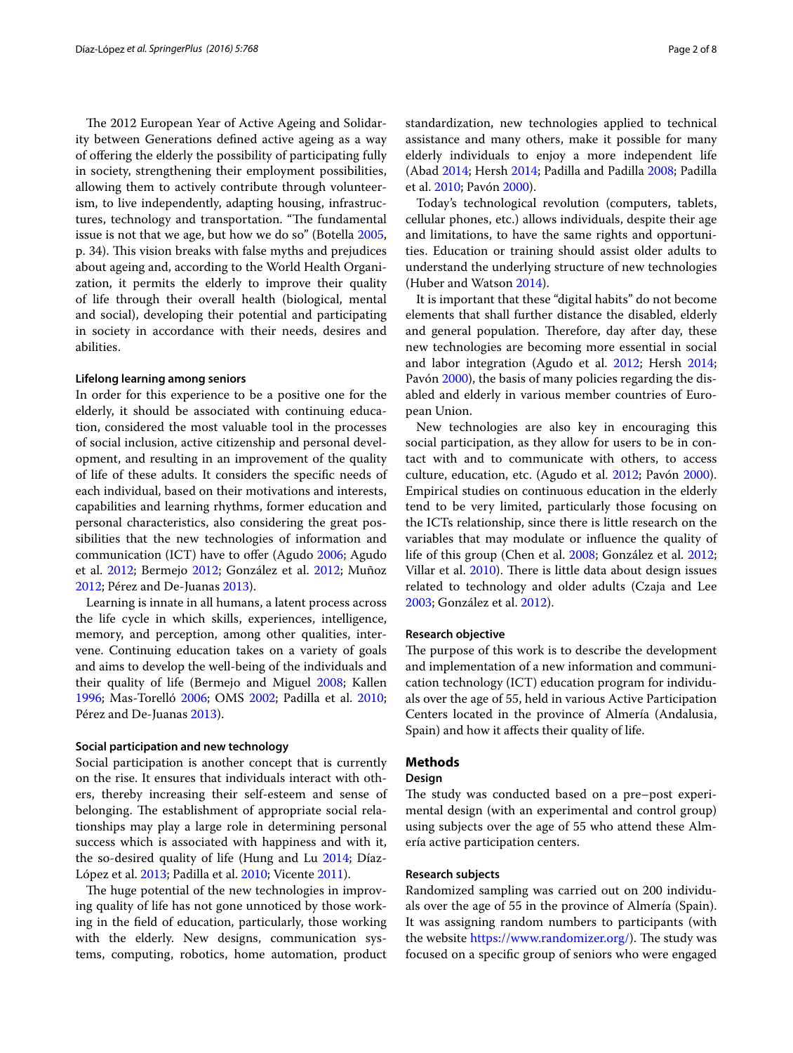The 2012 European Year of Active Ageing and Solidarity between Generations defined active ageing as a way of offering the elderly the possibility of participating fully in society, strengthening their employment possibilities, allowing them to actively contribute through volunteerism, to live independently, adapting housing, infrastructures, technology and transportation. "The fundamental issue is not that we age, but how we do so" (Botella 2005, p. 34). This vision breaks with false myths and prejudices about ageing and, according to the World Health Organization, it permits the elderly to improve their quality of life through their overall health (biological, mental and social), developing their potential and participating in society in accordance with their needs, desires and abilities.

#### Lifelong learning among seniors

In order for this experience to be a positive one for the elderly, it should be associated with continuing education, considered the most valuable tool in the processes of social inclusion, active citizenship and personal development, and resulting in an improvement of the quality of life of these adults. It considers the specific needs of each individual, based on their motivations and interests, capabilities and learning rhythms, former education and personal characteristics, also considering the great possibilities that the new technologies of information and communication (ICT) have to offer (Agudo 2006; Agudo et al. 2012; Bermejo 2012; González et al. 2012; Muñoz 2012; Pérez and De-Juanas 2013).

Learning is innate in all humans, a latent process across the life cycle in which skills, experiences, intelligence, memory, and perception, among other qualities, intervene. Continuing education takes on a variety of goals and aims to develop the well-being of the individuals and their quality of life (Bermejo and Miguel 2008; Kallen 1996; Mas-Torelló 2006; OMS 2002; Padilla et al. 2010; Pérez and De-Juanas 2013).

#### Social participation and new technology

Social participation is another concept that is currently on the rise. It ensures that individuals interact with others, thereby increasing their self-esteem and sense of belonging. The establishment of appropriate social relationships may play a large role in determining personal success which is associated with happiness and with it, the so-desired quality of life (Hung and Lu 2014; Díaz-López et al. 2013; Padilla et al. 2010; Vicente 2011).

The huge potential of the new technologies in improving quality of life has not gone unnoticed by those working in the field of education, particularly, those working with the elderly. New designs, communication systems, computing, robotics, home automation, product standardization, new technologies applied to technical assistance and many others, make it possible for many elderly individuals to enjoy a more independent life (Abad 2014; Hersh 2014; Padilla and Padilla 2008; Padilla et al. 2010; Pavón 2000).

Today's technological revolution (computers, tablets, cellular phones, etc.) allows individuals, despite their age and limitations, to have the same rights and opportunities. Education or training should assist older adults to understand the underlying structure of new technologies (Huber and Watson 2014).

It is important that these "digital habits" do not become elements that shall further distance the disabled, elderly and general population. Therefore, day after day, these new technologies are becoming more essential in social and labor integration (Agudo et al. 2012; Hersh 2014; Pavón 2000), the basis of many policies regarding the disabled and elderly in various member countries of European Union.

New technologies are also key in encouraging this social participation, as they allow for users to be in contact with and to communicate with others, to access culture, education, etc. (Agudo et al. 2012; Pavón 2000). Empirical studies on continuous education in the elderly tend to be very limited, particularly those focusing on the ICTs relationship, since there is little research on the variables that may modulate or influence the quality of life of this group (Chen et al. 2008; González et al. 2012; Villar et al. 2010). There is little data about design issues related to technology and older adults (Czaja and Lee 2003; González et al. 2012).

#### Research objective

The purpose of this work is to describe the development and implementation of a new information and communication technology (ICT) education program for individuals over the age of 55, held in various Active Participation Centers located in the province of Almería (Andalusia, Spain) and how it affects their quality of life.

## Methods

#### Design

The study was conducted based on a pre–post experimental design (with an experimental and control group) using subjects over the age of 55 who attend these Almería active participation centers.

#### Research subjects

Randomized sampling was carried out on 200 individuals over the age of 55 in the province of Almería (Spain). It was assigning random numbers to participants (with the website https://www.randomizer.org/). The study was focused on a specific group of seniors who were engaged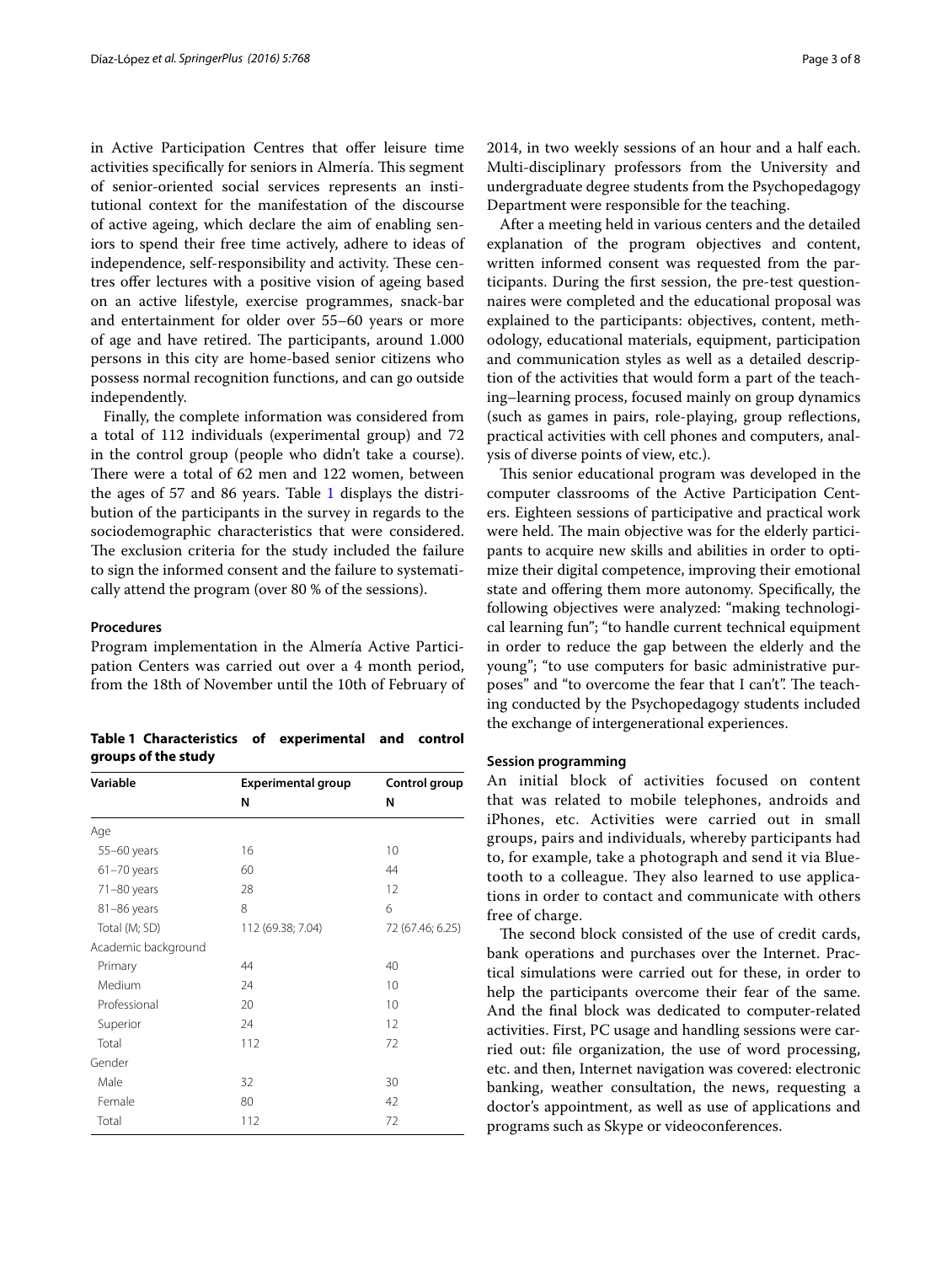in Active Participation Centres that offer leisure time activities specifically for seniors in Almería. This segment of senior-oriented social services represents an institutional context for the manifestation of the discourse of active ageing, which declare the aim of enabling seniors to spend their free time actively, adhere to ideas of independence, self-responsibility and activity. These centres offer lectures with a positive vision of ageing based on an active lifestyle, exercise programmes, snack-bar and entertainment for older over 55–60 years or more of age and have retired. The participants, around 1.000 persons in this city are home-based senior citizens who possess normal recognition functions, and can go outside independently.

Finally, the complete information was considered from a total of 112 individuals (experimental group) and 72 in the control group (people who didn't take a course). There were a total of 62 men and 122 women, between the ages of 57 and 86 years. Table 1 displays the distribution of the participants in the survey in regards to the sociodemographic characteristics that were considered. The exclusion criteria for the study included the failure to sign the informed consent and the failure to systematically attend the program (over 80 % of the sessions).

### Procedures

Program implementation in the Almería Active Participation Centers was carried out over a 4 month period, from the 18th of November until the 10th of February of 2014, in two weekly sessions of an hour and a half each. Multi-disciplinary professors from the University and undergraduate degree students from the Psychopedagogy Department were responsible for the teaching.

**Table 1 Characteristics of experimental and control groups of the study**

| Variable | Experimental group N | Control group N |
|---|---|---|
| Age | | |
| 55–60 years | 16 | 10 |
| 61–70 years | 60 | 44 |
| 71–80 years | 28 | 12 |
| 81–86 years | 8 | 6 |
| Total (M; SD) | 112 (69.38; 7.04) | 72 (67.46; 6.25) |
| Academic background | | |
| Primary | 44 | 40 |
| Medium | 24 | 10 |
| Professional | 20 | 10 |
| Superior | 24 | 12 |
| Total | 112 | 72 |
| Gender | | |
| Male | 32 | 30 |
| Female | 80 | 42 |
| Total | 112 | 72 |

After a meeting held in various centers and the detailed explanation of the program objectives and content, written informed consent was requested from the participants. During the first session, the pre-test questionnaires were completed and the educational proposal was explained to the participants: objectives, content, methodology, educational materials, equipment, participation and communication styles as well as a detailed description of the activities that would form a part of the teaching–learning process, focused mainly on group dynamics (such as games in pairs, role-playing, group reflections, practical activities with cell phones and computers, analysis of diverse points of view, etc.).

This senior educational program was developed in the computer classrooms of the Active Participation Centers. Eighteen sessions of participative and practical work were held. The main objective was for the elderly participants to acquire new skills and abilities in order to optimize their digital competence, improving their emotional state and offering them more autonomy. Specifically, the following objectives were analyzed: "making technological learning fun"; "to handle current technical equipment in order to reduce the gap between the elderly and the young"; "to use computers for basic administrative purposes" and "to overcome the fear that I can't". The teaching conducted by the Psychopedagogy students included the exchange of intergenerational experiences.

### Session programming

An initial block of activities focused on content that was related to mobile telephones, androids and iPhones, etc. Activities were carried out in small groups, pairs and individuals, whereby participants had to, for example, take a photograph and send it via Bluetooth to a colleague. They also learned to use applications in order to contact and communicate with others free of charge.

The second block consisted of the use of credit cards, bank operations and purchases over the Internet. Practical simulations were carried out for these, in order to help the participants overcome their fear of the same. And the final block was dedicated to computer-related activities. First, PC usage and handling sessions were carried out: file organization, the use of word processing, etc. and then, Internet navigation was covered: electronic banking, weather consultation, the news, requesting a doctor's appointment, as well as use of applications and programs such as Skype or videoconferences.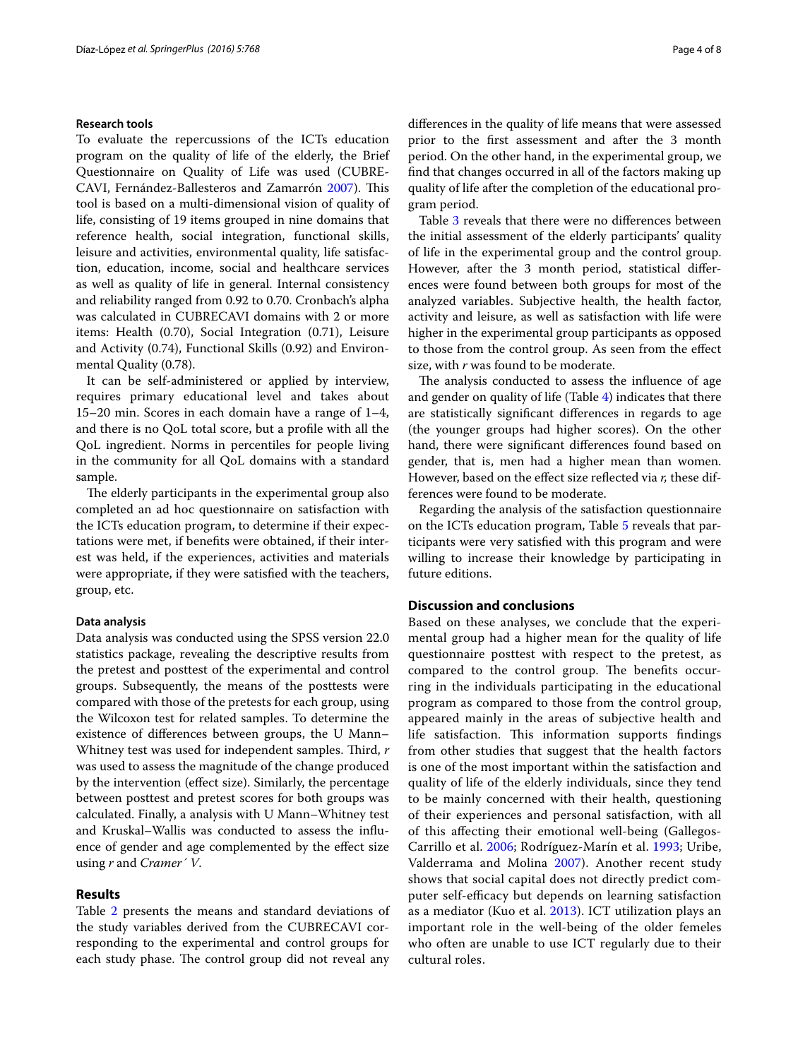### Research tools

To evaluate the repercussions of the ICTs education program on the quality of life of the elderly, the Brief Questionnaire on Quality of Life was used (CUBRECAVI, Fernández-Ballesteros and Zamarrón 2007). This tool is based on a multi-dimensional vision of quality of life, consisting of 19 items grouped in nine domains that reference health, social integration, functional skills, leisure and activities, environmental quality, life satisfaction, education, income, social and healthcare services as well as quality of life in general. Internal consistency and reliability ranged from 0.92 to 0.70. Cronbach's alpha was calculated in CUBRECAVI domains with 2 or more items: Health (0.70), Social Integration (0.71), Leisure and Activity (0.74), Functional Skills (0.92) and Environmental Quality (0.78).

It can be self-administered or applied by interview, requires primary educational level and takes about 15–20 min. Scores in each domain have a range of 1–4, and there is no QoL total score, but a profile with all the QoL ingredient. Norms in percentiles for people living in the community for all QoL domains with a standard sample.

The elderly participants in the experimental group also completed an ad hoc questionnaire on satisfaction with the ICTs education program, to determine if their expectations were met, if benefits were obtained, if their interest was held, if the experiences, activities and materials were appropriate, if they were satisfied with the teachers, group, etc.

### Data analysis

Data analysis was conducted using the SPSS version 22.0 statistics package, revealing the descriptive results from the pretest and posttest of the experimental and control groups. Subsequently, the means of the posttests were compared with those of the pretests for each group, using the Wilcoxon test for related samples. To determine the existence of differences between groups, the U Mann–Whitney test was used for independent samples. Third, *r* was used to assess the magnitude of the change produced by the intervention (effect size). Similarly, the percentage between posttest and pretest scores for both groups was calculated. Finally, a analysis with U Mann–Whitney test and Kruskal–Wallis was conducted to assess the influence of gender and age complemented by the effect size using *r* and *Cramer´ V*.

## Results

Table 2 presents the means and standard deviations of the study variables derived from the CUBRECAVI corresponding to the experimental and control groups for each study phase. The control group did not reveal any differences in the quality of life means that were assessed prior to the first assessment and after the 3 month period. On the other hand, in the experimental group, we find that changes occurred in all of the factors making up quality of life after the completion of the educational program period.

Table 3 reveals that there were no differences between the initial assessment of the elderly participants' quality of life in the experimental group and the control group. However, after the 3 month period, statistical differences were found between both groups for most of the analyzed variables. Subjective health, the health factor, activity and leisure, as well as satisfaction with life were higher in the experimental group participants as opposed to those from the control group. As seen from the effect size, with *r* was found to be moderate.

The analysis conducted to assess the influence of age and gender on quality of life (Table 4) indicates that there are statistically significant differences in regards to age (the younger groups had higher scores). On the other hand, there were significant differences found based on gender, that is, men had a higher mean than women. However, based on the effect size reflected via *r,* these differences were found to be moderate.

Regarding the analysis of the satisfaction questionnaire on the ICTs education program, Table 5 reveals that participants were very satisfied with this program and were willing to increase their knowledge by participating in future editions.

## Discussion and conclusions

Based on these analyses, we conclude that the experimental group had a higher mean for the quality of life questionnaire posttest with respect to the pretest, as compared to the control group. The benefits occurring in the individuals participating in the educational program as compared to those from the control group, appeared mainly in the areas of subjective health and life satisfaction. This information supports findings from other studies that suggest that the health factors is one of the most important within the satisfaction and quality of life of the elderly individuals, since they tend to be mainly concerned with their health, questioning of their experiences and personal satisfaction, with all of this affecting their emotional well-being (Gallegos-Carrillo et al. 2006; Rodríguez-Marín et al. 1993; Uribe, Valderrama and Molina 2007). Another recent study shows that social capital does not directly predict computer self-efficacy but depends on learning satisfaction as a mediator (Kuo et al. 2013). ICT utilization plays an important role in the well-being of the older femeles who often are unable to use ICT regularly due to their cultural roles.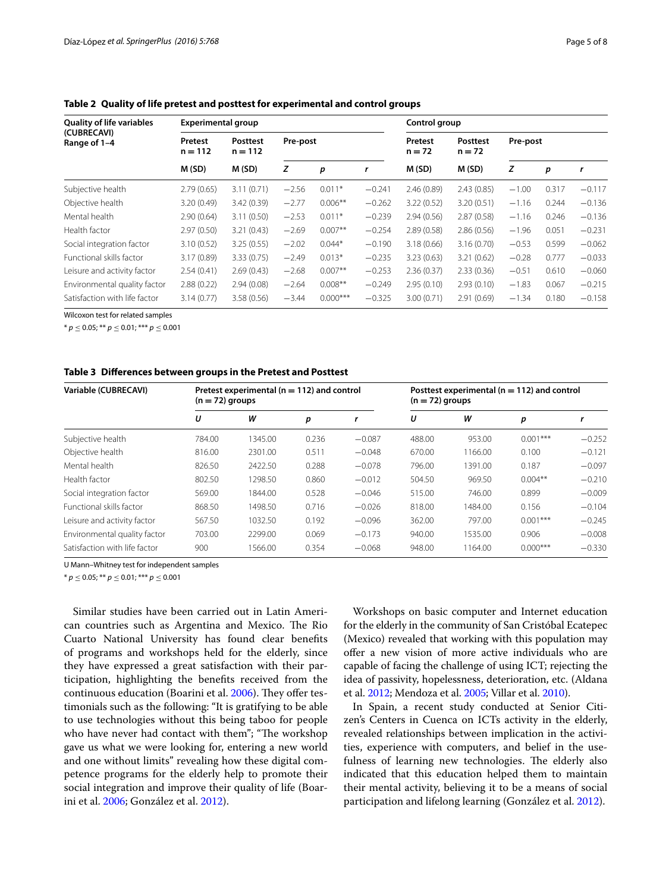**Table 2 Quality of life pretest and posttest for experimental and control groups**

| Quality of life variables (CUBRECAVI) Range of 1–4 | Experimental group | | | | | Control group | | | | |
|---|---|---|---|---|---|---|---|---|---|---|
| | Pretest n = 112 | Posttest n = 112 | Pre-post | | | Pretest n = 72 | Posttest n = 72 | Pre-post | | |
| | M (SD) | M (SD) | Z | p | r | M (SD) | M (SD) | Z | p | r |
| Subjective health | 2.79 (0.65) | 3.11 (0.71) | −2.56 | 0.011* | −0.241 | 2.46 (0.89) | 2.43 (0.85) | −1.00 | 0.317 | −0.117 |
| Objective health | 3.20 (0.49) | 3.42 (0.39) | −2.77 | 0.006** | −0.262 | 3.22 (0.52) | 3.20 (0.51) | −1.16 | 0.244 | −0.136 |
| Mental health | 2.90 (0.64) | 3.11 (0.50) | −2.53 | 0.011* | −0.239 | 2.94 (0.56) | 2.87 (0.58) | −1.16 | 0.246 | −0.136 |
| Health factor | 2.97 (0.50) | 3.21 (0.43) | −2.69 | 0.007** | −0.254 | 2.89 (0.58) | 2.86 (0.56) | −1.96 | 0.051 | −0.231 |
| Social integration factor | 3.10 (0.52) | 3.25 (0.55) | −2.02 | 0.044* | −0.190 | 3.18 (0.66) | 3.16 (0.70) | −0.53 | 0.599 | −0.062 |
| Functional skills factor | 3.17 (0.89) | 3.33 (0.75) | −2.49 | 0.013* | −0.235 | 3.23 (0.63) | 3.21 (0.62) | −0.28 | 0.777 | −0.033 |
| Leisure and activity factor | 2.54 (0.41) | 2.69 (0.43) | −2.68 | 0.007** | −0.253 | 2.36 (0.37) | 2.33 (0.36) | −0.51 | 0.610 | −0.060 |
| Environmental quality factor | 2.88 (0.22) | 2.94 (0.08) | −2.64 | 0.008** | −0.249 | 2.95 (0.10) | 2.93 (0.10) | −1.83 | 0.067 | −0.215 |
| Satisfaction with life factor | 3.14 (0.77) | 3.58 (0.56) | −3.44 | 0.000*** | −0.325 | 3.00 (0.71) | 2.91 (0.69) | −1.34 | 0.180 | −0.158 |

Wilcoxon test for related samples

* $p \leq 0.05$; ** $p \leq 0.01$; *** $p \leq 0.001$

**Table 3 Differences between groups in the Pretest and Posttest**

| Variable (CUBRECAVI) | Pretest experimental (n = 112) and control (n = 72) groups | | | | Posttest experimental (n = 112) and control (n = 72) groups | | | |
|---|---|---|---|---|---|---|---|---|
| | U | W | p | r | U | W | p | r |
| Subjective health | 784.00 | 1345.00 | 0.236 | −0.087 | 488.00 | 953.00 | 0.001*** | −0.252 |
| Objective health | 816.00 | 2301.00 | 0.511 | −0.048 | 670.00 | 1166.00 | 0.100 | −0.121 |
| Mental health | 826.50 | 2422.50 | 0.288 | −0.078 | 796.00 | 1391.00 | 0.187 | −0.097 |
| Health factor | 802.50 | 1298.50 | 0.860 | −0.012 | 504.50 | 969.50 | 0.004** | −0.210 |
| Social integration factor | 569.00 | 1844.00 | 0.528 | −0.046 | 515.00 | 746.00 | 0.899 | −0.009 |
| Functional skills factor | 868.50 | 1498.50 | 0.716 | −0.026 | 818.00 | 1484.00 | 0.156 | −0.104 |
| Leisure and activity factor | 567.50 | 1032.50 | 0.192 | −0.096 | 362.00 | 797.00 | 0.001*** | −0.245 |
| Environmental quality factor | 703.00 | 2299.00 | 0.069 | −0.173 | 940.00 | 1535.00 | 0.906 | −0.008 |
| Satisfaction with life factor | 900 | 1566.00 | 0.354 | −0.068 | 948.00 | 1164.00 | 0.000*** | −0.330 |

U Mann–Whitney test for independent samples

* $p \leq 0.05$; ** $p \leq 0.01$; *** $p \leq 0.001$

Similar studies have been carried out in Latin American countries such as Argentina and Mexico. The Rio Cuarto National University has found clear benefits of programs and workshops held for the elderly, since they have expressed a great satisfaction with their participation, highlighting the benefits received from the continuous education (Boarini et al. 2006). They offer testimonials such as the following: "It is gratifying to be able to use technologies without this being taboo for people who have never had contact with them"; "The workshop gave us what we were looking for, entering a new world and one without limits" revealing how these digital competence programs for the elderly help to promote their social integration and improve their quality of life (Boarini et al. 2006; González et al. 2012).

Workshops on basic computer and Internet education for the elderly in the community of San Cristóbal Ecatepec (Mexico) revealed that working with this population may offer a new vision of more active individuals who are capable of facing the challenge of using ICT; rejecting the idea of passivity, hopelessness, deterioration, etc. (Aldana et al. 2012; Mendoza et al. 2005; Villar et al. 2010).

In Spain, a recent study conducted at Senior Citizen's Centers in Cuenca on ICTs activity in the elderly, revealed relationships between implication in the activities, experience with computers, and belief in the usefulness of learning new technologies. The elderly also indicated that this education helped them to maintain their mental activity, believing it to be a means of social participation and lifelong learning (González et al. 2012).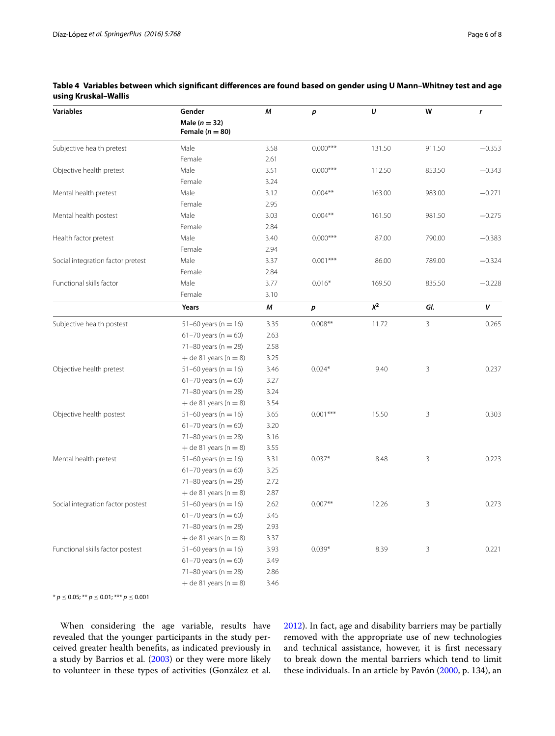**Table 4 Variables between which significant differences are found based on gender using U Mann–Whitney test and age using Kruskal–Wallis**

| Variables | Gender<br>Male ($n = 32$)<br>Female ($n = 80$) | *M* | *p* | *U* | W | *r* |
|---|---|---|---|---|---|---|
| Subjective health pretest | Male | 3.58 | 0.000*** | 131.50 | 911.50 | −0.353 |
| | Female | 2.61 | | | | |
| Objective health pretest | Male | 3.51 | 0.000*** | 112.50 | 853.50 | −0.343 |
| | Female | 3.24 | | | | |
| Mental health pretest | Male | 3.12 | 0.004** | 163.00 | 983.00 | −0.271 |
| | Female | 2.95 | | | | |
| Mental health postest | Male | 3.03 | 0.004** | 161.50 | 981.50 | −0.275 |
| | Female | 2.84 | | | | |
| Health factor pretest | Male | 3.40 | 0.000*** | 87.00 | 790.00 | −0.383 |
| | Female | 2.94 | | | | |
| Social integration factor pretest | Male | 3.37 | 0.001*** | 86.00 | 789.00 | −0.324 |
| | Female | 2.84 | | | | |
| Functional skills factor | Male | 3.77 | 0.016* | 169.50 | 835.50 | −0.228 |
| | Female | 3.10 | | | | |
| | **Years** | ***M*** | ***p*** | $X^2$ | *Gl.* | *V* |
| Subjective health postest | 51–60 years (n = 16) | 3.35 | 0.008** | 11.72 | 3 | 0.265 |
| | 61–70 years (n = 60) | 2.63 | | | | |
| | 71–80 years (n = 28) | 2.58 | | | | |
| | + de 81 years (n = 8) | 3.25 | | | | |
| Objective health pretest | 51–60 years (n = 16) | 3.46 | 0.024* | 9.40 | 3 | 0.237 |
| | 61–70 years (n = 60) | 3.27 | | | | |
| | 71–80 years (n = 28) | 3.24 | | | | |
| | + de 81 years (n = 8) | 3.54 | | | | |
| Objective health postest | 51–60 years (n = 16) | 3.65 | 0.001*** | 15.50 | 3 | 0.303 |
| | 61–70 years (n = 60) | 3.20 | | | | |
| | 71–80 years (n = 28) | 3.16 | | | | |
| | + de 81 years (n = 8) | 3.55 | | | | |
| Mental health pretest | 51–60 years (n = 16) | 3.31 | 0.037* | 8.48 | 3 | 0.223 |
| | 61–70 years (n = 60) | 3.25 | | | | |
| | 71–80 years (n = 28) | 2.72 | | | | |
| | + de 81 years (n = 8) | 2.87 | | | | |
| Social integration factor postest | 51–60 years (n = 16) | 2.62 | 0.007** | 12.26 | 3 | 0.273 |
| | 61–70 years (n = 60) | 3.45 | | | | |
| | 71–80 years (n = 28) | 2.93 | | | | |
| | + de 81 years (n = 8) | 3.37 | | | | |
| Functional skills factor postest | 51–60 years (n = 16) | 3.93 | 0.039* | 8.39 | 3 | 0.221 |
| | 61–70 years (n = 60) | 3.49 | | | | |
| | 71–80 years (n = 28) | 2.86 | | | | |
| | + de 81 years (n = 8) | 3.46 | | | | |

* $p \leq 0.05$; ** $p \leq 0.01$; *** $p \leq 0.001$

When considering the age variable, results have revealed that the younger participants in the study perceived greater health benefits, as indicated previously in a study by Barrios et al. (2003) or they were more likely to volunteer in these types of activities (González et al. 2012). In fact, age and disability barriers may be partially removed with the appropriate use of new technologies and technical assistance, however, it is first necessary to break down the mental barriers which tend to limit these individuals. In an article by Pavón (2000, p. 134), an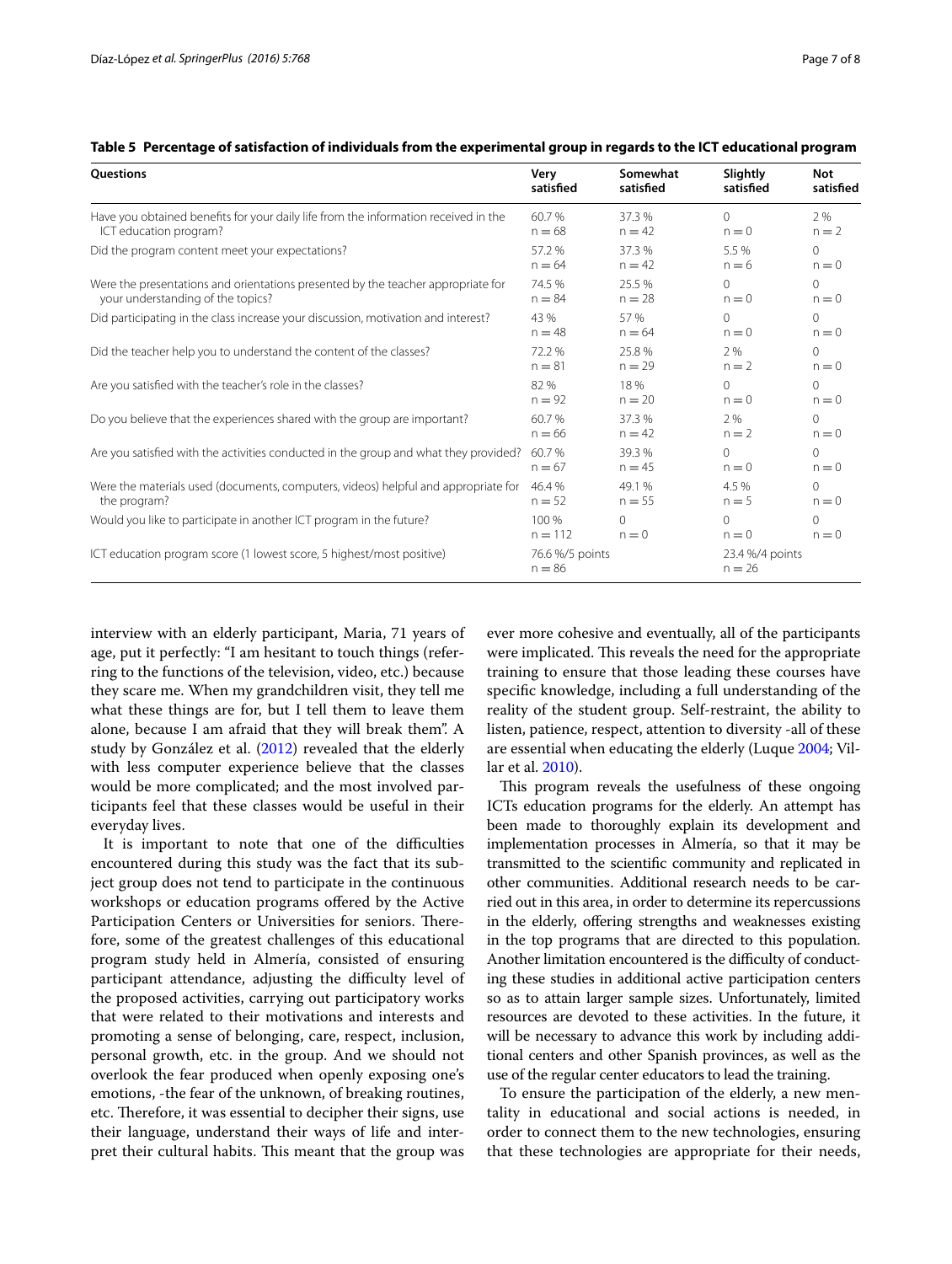**Table 5 Percentage of satisfaction of individuals from the experimental group in regards to the ICT educational program**

| Questions | Very satisfied | Somewhat satisfied | Slightly satisfied | Not satisfied |
|---|---|---|---|---|
| Have you obtained benefits for your daily life from the information received in the ICT education program? | 60.7 % n = 68 | 37.3 % n = 42 | 0 n = 0 | 2 % n = 2 |
| Did the program content meet your expectations? | 57.2 % n = 64 | 37.3 % n = 42 | 5.5 % n = 6 | 0 n = 0 |
| Were the presentations and orientations presented by the teacher appropriate for your understanding of the topics? | 74.5 % n = 84 | 25.5 % n = 28 | 0 n = 0 | 0 n = 0 |
| Did participating in the class increase your discussion, motivation and interest? | 43 % n = 48 | 57 % n = 64 | 0 n = 0 | 0 n = 0 |
| Did the teacher help you to understand the content of the classes? | 72.2 % n = 81 | 25.8 % n = 29 | 2 % n = 2 | 0 n = 0 |
| Are you satisfied with the teacher's role in the classes? | 82 % n = 92 | 18 % n = 20 | 0 n = 0 | 0 n = 0 |
| Do you believe that the experiences shared with the group are important? | 60.7 % n = 66 | 37.3 % n = 42 | 2 % n = 2 | 0 n = 0 |
| Are you satisfied with the activities conducted in the group and what they provided? | 60.7 % n = 67 | 39.3 % n = 45 | 0 n = 0 | 0 n = 0 |
| Were the materials used (documents, computers, videos) helpful and appropriate for the program? | 46.4 % n = 52 | 49.1 % n = 55 | 4.5 % n = 5 | 0 n = 0 |
| Would you like to participate in another ICT program in the future? | 100 % n = 112 | 0 n = 0 | 0 n = 0 | 0 n = 0 |
| ICT education program score (1 lowest score, 5 highest/most positive) | 76.6 %/5 points n = 86 | | 23.4 %/4 points n = 26 | |

interview with an elderly participant, Maria, 71 years of age, put it perfectly: "I am hesitant to touch things (referring to the functions of the television, video, etc.) because they scare me. When my grandchildren visit, they tell me what these things are for, but I tell them to leave them alone, because I am afraid that they will break them". A study by González et al. (2012) revealed that the elderly with less computer experience believe that the classes would be more complicated; and the most involved participants feel that these classes would be useful in their everyday lives.

It is important to note that one of the difficulties encountered during this study was the fact that its subject group does not tend to participate in the continuous workshops or education programs offered by the Active Participation Centers or Universities for seniors. Therefore, some of the greatest challenges of this educational program study held in Almería, consisted of ensuring participant attendance, adjusting the difficulty level of the proposed activities, carrying out participatory works that were related to their motivations and interests and promoting a sense of belonging, care, respect, inclusion, personal growth, etc. in the group. And we should not overlook the fear produced when openly exposing one's emotions, -the fear of the unknown, of breaking routines, etc. Therefore, it was essential to decipher their signs, use their language, understand their ways of life and interpret their cultural habits. This meant that the group was ever more cohesive and eventually, all of the participants were implicated. This reveals the need for the appropriate training to ensure that those leading these courses have specific knowledge, including a full understanding of the reality of the student group. Self-restraint, the ability to listen, patience, respect, attention to diversity -all of these are essential when educating the elderly (Luque 2004; Villar et al. 2010).

This program reveals the usefulness of these ongoing ICTs education programs for the elderly. An attempt has been made to thoroughly explain its development and implementation processes in Almería, so that it may be transmitted to the scientific community and replicated in other communities. Additional research needs to be carried out in this area, in order to determine its repercussions in the elderly, offering strengths and weaknesses existing in the top programs that are directed to this population. Another limitation encountered is the difficulty of conducting these studies in additional active participation centers so as to attain larger sample sizes. Unfortunately, limited resources are devoted to these activities. In the future, it will be necessary to advance this work by including additional centers and other Spanish provinces, as well as the use of the regular center educators to lead the training.

To ensure the participation of the elderly, a new mentality in educational and social actions is needed, in order to connect them to the new technologies, ensuring that these technologies are appropriate for their needs,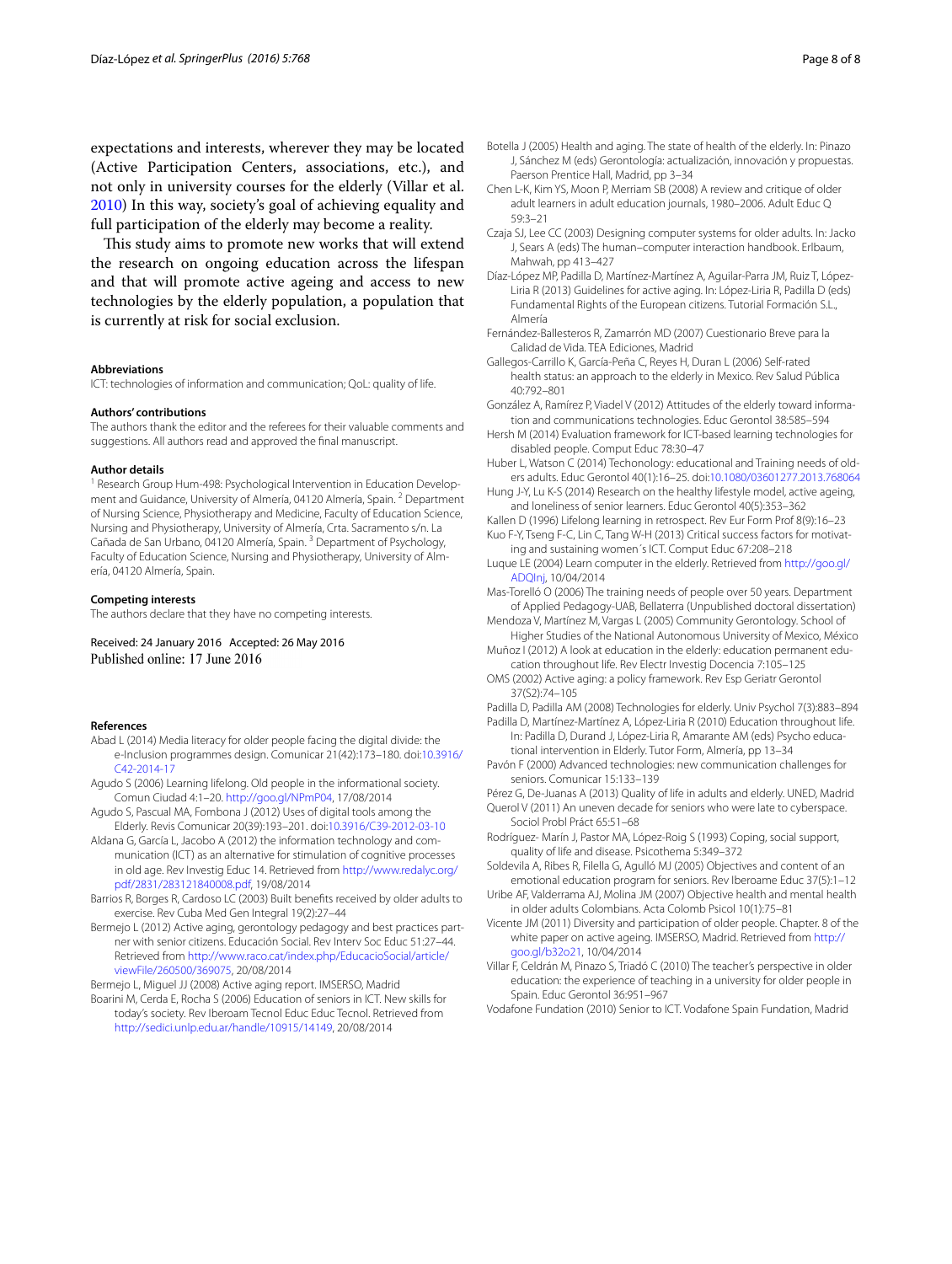expectations and interests, wherever they may be located (Active Participation Centers, associations, etc.), and not only in university courses for the elderly (Villar et al. 2010) In this way, society's goal of achieving equality and full participation of the elderly may become a reality.

This study aims to promote new works that will extend the research on ongoing education across the lifespan and that will promote active ageing and access to new technologies by the elderly population, a population that is currently at risk for social exclusion.

#### Abbreviations

ICT: technologies of information and communication; QoL: quality of life.

#### Authors' contributions

The authors thank the editor and the referees for their valuable comments and suggestions. All authors read and approved the final manuscript.

#### Author details

[1] Research Group Hum-498: Psychological Intervention in Education Development and Guidance, University of Almería, 04120 Almería, Spain. [2] Department of Nursing Science, Physiotherapy and Medicine, Faculty of Education Science, Nursing and Physiotherapy, University of Almería, Crta. Sacramento s/n. La Cañada de San Urbano, 04120 Almería, Spain. [3] Department of Psychology, Faculty of Education Science, Nursing and Physiotherapy, University of Almería, 04120 Almería, Spain.

#### Competing interests

The authors declare that they have no competing interests.

Received: 24 January 2016 Accepted: 26 May 2016
Published online: 17 June 2016

#### References

Abad L (2014) Media literacy for older people facing the digital divide: the e-Inclusion programmes design. Comunicar 21(42):173–180. doi:10.3916/C42-2014-17

Agudo S (2006) Learning lifelong. Old people in the informational society. Comun Ciudad 4:1–20. http://goo.gl/NPmP04, 17/08/2014

Agudo S, Pascual MA, Fombona J (2012) Uses of digital tools among the Elderly. Revis Comunicar 20(39):193–201. doi:10.3916/C39-2012-03-10

Aldana G, García L, Jacobo A (2012) the information technology and communication (ICT) as an alternative for stimulation of cognitive processes in old age. Rev Investig Educ 14. Retrieved from http://www.redalyc.org/pdf/2831/283121840008.pdf, 19/08/2014

Barrios R, Borges R, Cardoso LC (2003) Built benefits received by older adults to exercise. Rev Cuba Med Gen Integral 19(2):27–44

Bermejo L (2012) Active aging, gerontology pedagogy and best practices partner with senior citizens. Educación Social. Rev Interv Soc Educ 51:27–44. Retrieved from http://www.raco.cat/index.php/EducacioSocial/article/viewFile/260500/369075, 20/08/2014

Bermejo L, Miguel JJ (2008) Active aging report. IMSERSO, Madrid

Boarini M, Cerda E, Rocha S (2006) Education of seniors in ICT. New skills for today's society. Rev Iberoam Tecnol Educ Educ Tecnol. Retrieved from http://sedici.unlp.edu.ar/handle/10915/14149, 20/08/2014

Botella J (2005) Health and aging. The state of health of the elderly. In: Pinazo J, Sánchez M (eds) Gerontología: actualización, innovación y propuestas. Paerson Prentice Hall, Madrid, pp 3–34

Chen L-K, Kim YS, Moon P, Merriam SB (2008) A review and critique of older adult learners in adult education journals, 1980–2006. Adult Educ Q 59:3–21

Czaja SJ, Lee CC (2003) Designing computer systems for older adults. In: Jacko J, Sears A (eds) The human–computer interaction handbook. Erlbaum, Mahwah, pp 413–427

Díaz-López MP, Padilla D, Martínez-Martínez A, Aguilar-Parra JM, Ruiz T, López-Liria R (2013) Guidelines for active aging. In: López-Liria R, Padilla D (eds) Fundamental Rights of the European citizens. Tutorial Formación S.L., Almería

Fernández-Ballesteros R, Zamarrón MD (2007) Cuestionario Breve para la Calidad de Vida. TEA Ediciones, Madrid

Gallegos-Carrillo K, García-Peña C, Reyes H, Duran L (2006) Self-rated health status: an approach to the elderly in Mexico. Rev Salud Pública 40:792–801

González A, Ramírez P, Viadel V (2012) Attitudes of the elderly toward information and communications technologies. Educ Gerontol 38:585–594

Hersh M (2014) Evaluation framework for ICT-based learning technologies for disabled people. Comput Educ 78:30–47

Huber L, Watson C (2014) Techonology: educational and Training needs of olders adults. Educ Gerontol 40(1):16–25. doi:10.1080/03601277.2013.768064

Hung J-Y, Lu K-S (2014) Research on the healthy lifestyle model, active ageing, and loneliness of senior learners. Educ Gerontol 40(5):353–362

Kallen D (1996) Lifelong learning in retrospect. Rev Eur Form Prof 8(9):16–23

Kuo F-Y, Tseng F-C, Lin C, Tang W-H (2013) Critical success factors for motivating and sustaining women´s ICT. Comput Educ 67:208–218

Luque LE (2004) Learn computer in the elderly. Retrieved from http://goo.gl/ADQInj, 10/04/2014

Mas-Torelló O (2006) The training needs of people over 50 years. Department of Applied Pedagogy-UAB, Bellaterra (Unpublished doctoral dissertation)

Mendoza V, Martínez M, Vargas L (2005) Community Gerontology. School of Higher Studies of the National Autonomous University of Mexico, México

Muñoz I (2012) A look at education in the elderly: education permanent education throughout life. Rev Electr Investig Docencia 7:105–125

OMS (2002) Active aging: a policy framework. Rev Esp Geriatr Gerontol 37(S2):74–105

Padilla D, Padilla AM (2008) Technologies for elderly. Univ Psychol 7(3):883–894

Padilla D, Martínez-Martínez A, López-Liria R (2010) Education throughout life. In: Padilla D, Durand J, López-Liria R, Amarante AM (eds) Psycho educational intervention in Elderly. Tutor Form, Almería, pp 13–34

Pavón F (2000) Advanced technologies: new communication challenges for seniors. Comunicar 15:133–139

Pérez G, De-Juanas A (2013) Quality of life in adults and elderly. UNED, Madrid

Querol V (2011) An uneven decade for seniors who were late to cyberspace. Sociol Probl Práct 65:51–68

Rodríguez- Marín J, Pastor MA, López-Roig S (1993) Coping, social support, quality of life and disease. Psicothema 5:349–372

Soldevila A, Ribes R, Filella G, Agulló MJ (2005) Objectives and content of an emotional education program for seniors. Rev Iberoame Educ 37(5):1–12

Uribe AF, Valderrama AJ, Molina JM (2007) Objective health and mental health in older adults Colombians. Acta Colomb Psicol 10(1):75–81

Vicente JM (2011) Diversity and participation of older people. Chapter. 8 of the white paper on active ageing. IMSERSO, Madrid. Retrieved from http://goo.gl/b32o21, 10/04/2014

Villar F, Celdrán M, Pinazo S, Triadó C (2010) The teacher's perspective in older education: the experience of teaching in a university for older people in Spain. Educ Gerontol 36:951–967

Vodafone Fundation (2010) Senior to ICT. Vodafone Spain Fundation, Madrid